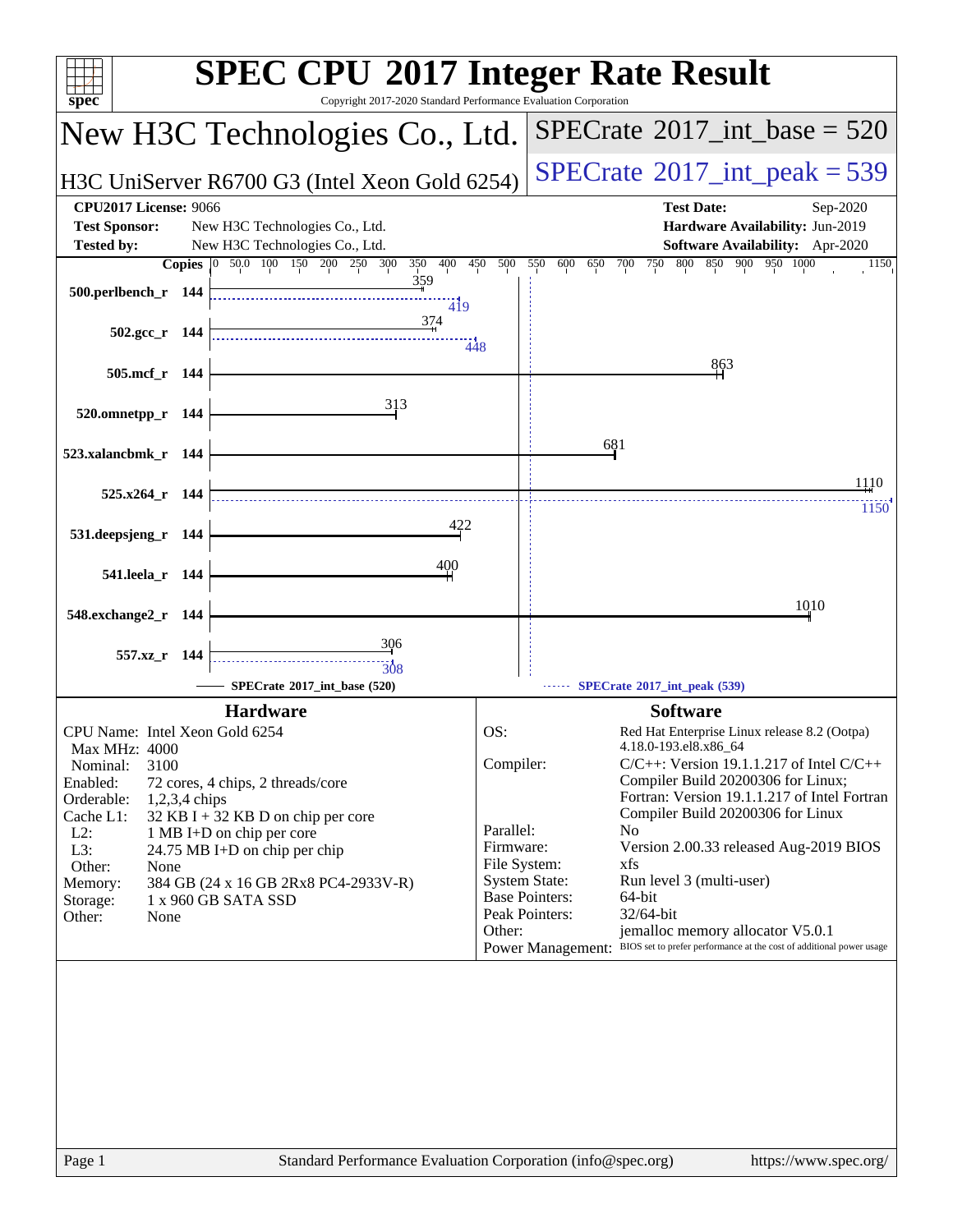# SPEC CPU 2017 Integer Rate Result

Copyright 2017-2020 Standard Performance Evaluation Corporation

## New H3C Technologies Co., Ltd.

## H3C UniServer R6700 G3 (Intel Xeon Gold 6254)

**SPECrate 2017_int_base = 520**

**SPECrate 2017_int_peak = 539**

| | | | |
|---|---|---|---|
| **CPU2017 License:** | 9066 | **Test Date:** | Sep-2020 |
| **Test Sponsor:** | New H3C Technologies Co., Ltd. | **Hardware Availability:** | Jun-2019 |
| **Tested by:** | New H3C Technologies Co., Ltd. | **Software Availability:** | Apr-2020 |

| Benchmark | Copies | SPECrate 2017_int_base (520) | SPECrate 2017_int_peak (539) |
|---|---|---|---|
| 500.perlbench_r | 144 | 359 | 419 |
| 502.gcc_r | 144 | 374 | 448 |
| 505.mcf_r | 144 | 863 | |
| 520.omnetpp_r | 144 | 313 | |
| 523.xalancbmk_r | 144 | 681 | |
| 525.x264_r | 144 | 1110 | 1150 |
| 531.deepsjeng_r | 144 | 422 | |
| 541.leela_r | 144 | 400 | |
| 548.exchange2_r | 144 | 1010 | |
| 557.xz_r | 144 | 306 | 308 |

### Hardware

| | |
|---|---|
| CPU Name: | Intel Xeon Gold 6254 |
| Max MHz: | 4000 |
| Nominal: | 3100 |
| Enabled: | 72 cores, 4 chips, 2 threads/core |
| Orderable: | 1,2,3,4 chips |
| Cache L1: | 32 KB I + 32 KB D on chip per core |
| L2: | 1 MB I+D on chip per core |
| L3: | 24.75 MB I+D on chip per chip |
| Other: | None |
| Memory: | 384 GB (24 x 16 GB 2Rx8 PC4-2933V-R) |
| Storage: | 1 x 960 GB SATA SSD |
| Other: | None |

### Software

| | |
|---|---|
| OS: | Red Hat Enterprise Linux release 8.2 (Ootpa) 4.18.0-193.el8.x86_64 |
| Compiler: | C/C++: Version 19.1.1.217 of Intel C/C++ Compiler Build 20200306 for Linux; Fortran: Version 19.1.1.217 of Intel Fortran Compiler Build 20200306 for Linux |
| Parallel: | No |
| Firmware: | Version 2.00.33 released Aug-2019 BIOS |
| File System: | xfs |
| System State: | Run level 3 (multi-user) |
| Base Pointers: | 64-bit |
| Peak Pointers: | 32/64-bit |
| Other: | jemalloc memory allocator V5.0.1 |
| Power Management: | BIOS set to prefer performance at the cost of additional power usage |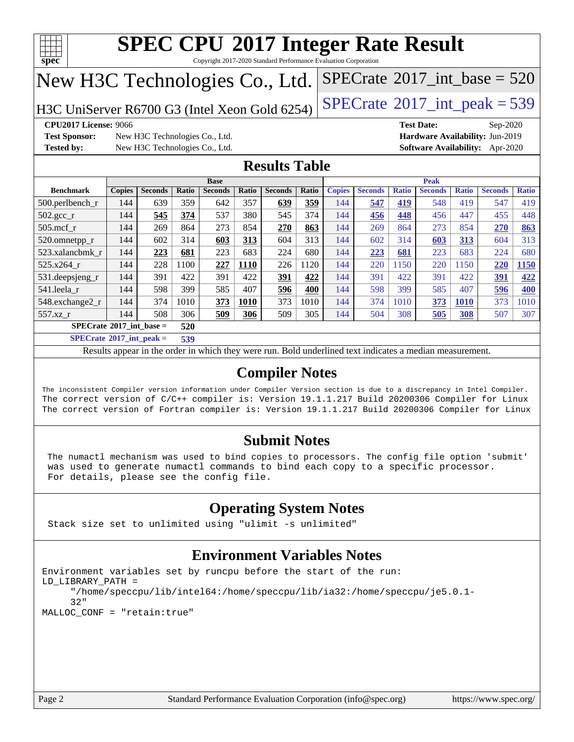# SPEC CPU 2017 Integer Rate Result

Copyright 2017-2020 Standard Performance Evaluation Corporation

## New H3C Technologies Co., Ltd.

H3C UniServer R6700 G3 (Intel Xeon Gold 6254)

SPECrate 2017_int_base = 520

SPECrate 2017_int_peak = 539

| | | | |
|---|---|---|---|
| **CPU2017 License:** 9066 | | **Test Date:** | Sep-2020 |
| **Test Sponsor:** | New H3C Technologies Co., Ltd. | **Hardware Availability:** | Jun-2019 |
| **Tested by:** | New H3C Technologies Co., Ltd. | **Software Availability:** | Apr-2020 |

## Results Table

| | Base | | | | | | | Peak | | | | | | |
|---|---|---|---|---|---|---|---|---|---|---|---|---|---|---|
| **Benchmark** | **Copies** | **Seconds** | **Ratio** | **Seconds** | **Ratio** | **Seconds** | **Ratio** | **Copies** | **Seconds** | **Ratio** | **Seconds** | **Ratio** | **Seconds** | **Ratio** |
| 500.perlbench_r | 144 | 639 | 359 | 642 | 357 | **639** | **359** | 144 | **547** | **419** | 548 | 419 | 547 | 419 |
| 502.gcc_r | 144 | **545** | **374** | 537 | 380 | 545 | 374 | 144 | **456** | **448** | 456 | 447 | 455 | 448 |
| 505.mcf_r | 144 | 269 | 864 | 273 | 854 | **270** | **863** | 144 | 269 | 864 | 273 | 854 | **270** | **863** |
| 520.omnetpp_r | 144 | 602 | 314 | **603** | **313** | 604 | 313 | 144 | 602 | 314 | **603** | **313** | 604 | 313 |
| 523.xalancbmk_r | 144 | **223** | **681** | 223 | 683 | 224 | 680 | 144 | **223** | **681** | 223 | 683 | 224 | 680 |
| 525.x264_r | 144 | 228 | 1100 | **227** | **1110** | 226 | 1120 | 144 | 220 | 1150 | 220 | 1150 | **220** | **1150** |
| 531.deepsjeng_r | 144 | 391 | 422 | 391 | 422 | **391** | **422** | 144 | 391 | 422 | 391 | 422 | **391** | **422** |
| 541.leela_r | 144 | 598 | 399 | 585 | 407 | **596** | **400** | 144 | 598 | 399 | 585 | 407 | **596** | **400** |
| 548.exchange2_r | 144 | 374 | 1010 | **373** | **1010** | 373 | 1010 | 144 | 374 | 1010 | **373** | **1010** | 373 | 1010 |
| 557.xz_r | 144 | 508 | 306 | **509** | **306** | 509 | 305 | 144 | 504 | 308 | **505** | **308** | 507 | 307 |

**SPECrate 2017_int_base = 520**

**SPECrate 2017_int_peak = 539**

Results appear in the order in which they were run. Bold underlined text indicates a median measurement.

## Compiler Notes

```
The inconsistent Compiler version information under Compiler Version section is due to a discrepancy in Intel Compiler.
The correct version of C/C++ compiler is: Version 19.1.1.217 Build 20200306 Compiler for Linux
The correct version of Fortran compiler is: Version 19.1.1.217 Build 20200306 Compiler for Linux
```

## Submit Notes

```
The numactl mechanism was used to bind copies to processors. The config file option 'submit'
was used to generate numactl commands to bind each copy to a specific processor.
For details, please see the config file.
```

## Operating System Notes

```
Stack size set to unlimited using "ulimit -s unlimited"
```

## Environment Variables Notes

```
Environment variables set by runcpu before the start of the run:
LD_LIBRARY_PATH =
     "/home/speccpu/lib/intel64:/home/speccpu/lib/ia32:/home/speccpu/je5.0.1-
     32"
MALLOC_CONF = "retain:true"
```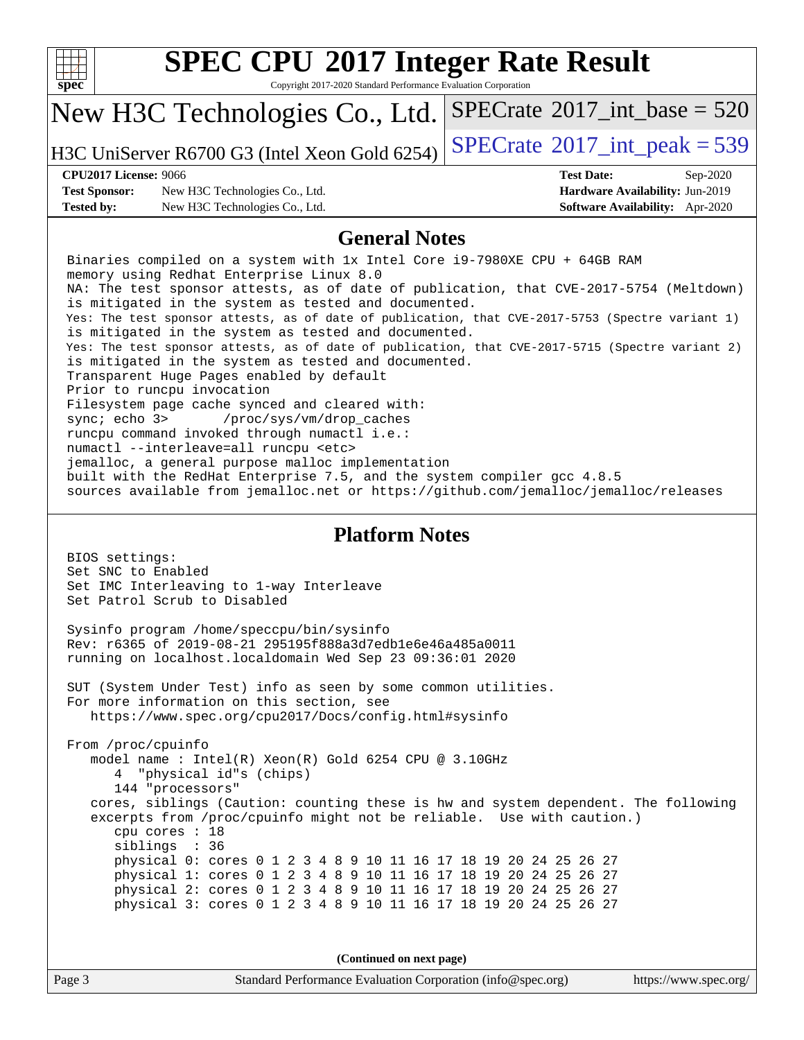# SPEC CPU 2017 Integer Rate Result

Copyright 2017-2020 Standard Performance Evaluation Corporation

## New H3C Technologies Co., Ltd.

H3C UniServer R6700 G3 (Intel Xeon Gold 6254)

SPECrate 2017_int_base = 520

SPECrate 2017_int_peak = 539

**CPU2017 License:** 9066
**Test Sponsor:** New H3C Technologies Co., Ltd.
**Tested by:** New H3C Technologies Co., Ltd.

**Test Date:** Sep-2020
**Hardware Availability:** Jun-2019
**Software Availability:** Apr-2020

## General Notes

```
Binaries compiled on a system with 1x Intel Core i9-7980XE CPU + 64GB RAM
memory using Redhat Enterprise Linux 8.0
NA: The test sponsor attests, as of date of publication, that CVE-2017-5754 (Meltdown)
is mitigated in the system as tested and documented.
Yes: The test sponsor attests, as of date of publication, that CVE-2017-5753 (Spectre variant 1)
is mitigated in the system as tested and documented.
Yes: The test sponsor attests, as of date of publication, that CVE-2017-5715 (Spectre variant 2)
is mitigated in the system as tested and documented.
Transparent Huge Pages enabled by default
Prior to runcpu invocation
Filesystem page cache synced and cleared with:
sync; echo 3>       /proc/sys/vm/drop_caches
runcpu command invoked through numactl i.e.:
numactl --interleave=all runcpu <etc>
jemalloc, a general purpose malloc implementation
built with the RedHat Enterprise 7.5, and the system compiler gcc 4.8.5
sources available from jemalloc.net or https://github.com/jemalloc/jemalloc/releases
```

## Platform Notes

```
BIOS settings:
Set SNC to Enabled
Set IMC Interleaving to 1-way Interleave
Set Patrol Scrub to Disabled

Sysinfo program /home/speccpu/bin/sysinfo
Rev: r6365 of 2019-08-21 295195f888a3d7edb1e6e46a485a0011
running on localhost.localdomain Wed Sep 23 09:36:01 2020

SUT (System Under Test) info as seen by some common utilities.
For more information on this section, see
   https://www.spec.org/cpu2017/Docs/config.html#sysinfo

From /proc/cpuinfo
   model name : Intel(R) Xeon(R) Gold 6254 CPU @ 3.10GHz
      4  "physical id"s (chips)
      144 "processors"
   cores, siblings (Caution: counting these is hw and system dependent. The following
   excerpts from /proc/cpuinfo might not be reliable.  Use with caution.)
      cpu cores : 18
      siblings  : 36
      physical 0: cores 0 1 2 3 4 8 9 10 11 16 17 18 19 20 24 25 26 27
      physical 1: cores 0 1 2 3 4 8 9 10 11 16 17 18 19 20 24 25 26 27
      physical 2: cores 0 1 2 3 4 8 9 10 11 16 17 18 19 20 24 25 26 27
      physical 3: cores 0 1 2 3 4 8 9 10 11 16 17 18 19 20 24 25 26 27
```

**(Continued on next page)**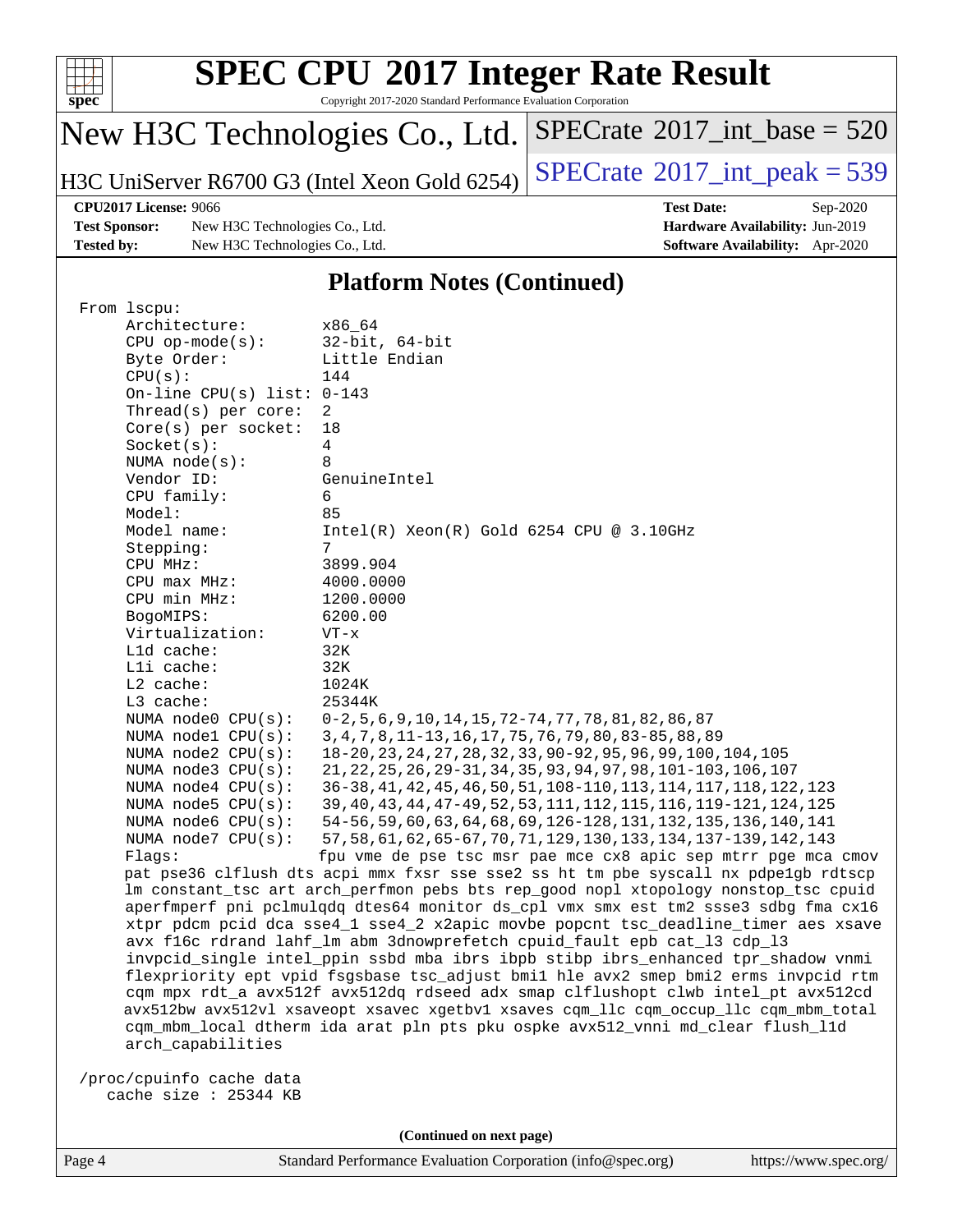## Platform Notes (Continued)

```
From lscpu:
     Architecture:          x86_64
     CPU op-mode(s):        32-bit, 64-bit
     Byte Order:            Little Endian
     CPU(s):                144
     On-line CPU(s) list: 0-143
     Thread(s) per core:  2
     Core(s) per socket:  18
     Socket(s):             4
     NUMA node(s):          8
     Vendor ID:             GenuineIntel
     CPU family:            6
     Model:                 85
     Model name:            Intel(R) Xeon(R) Gold 6254 CPU @ 3.10GHz
     Stepping:              7
     CPU MHz:               3899.904
     CPU max MHz:           4000.0000
     CPU min MHz:           1200.0000
     BogoMIPS:              6200.00
     Virtualization:        VT-x
     L1d cache:             32K
     L1i cache:             32K
     L2 cache:              1024K
     L3 cache:              25344K
     NUMA node0 CPU(s):   0-2,5,6,9,10,14,15,72-74,77,78,81,82,86,87
     NUMA node1 CPU(s):   3,4,7,8,11-13,16,17,75,76,79,80,83-85,88,89
     NUMA node2 CPU(s):   18-20,23,24,27,28,32,33,90-92,95,96,99,100,104,105
     NUMA node3 CPU(s):   21,22,25,26,29-31,34,35,93,94,97,98,101-103,106,107
     NUMA node4 CPU(s):   36-38,41,42,45,46,50,51,108-110,113,114,117,118,122,123
     NUMA node5 CPU(s):   39,40,43,44,47-49,52,53,111,112,115,116,119-121,124,125
     NUMA node6 CPU(s):   54-56,59,60,63,64,68,69,126-128,131,132,135,136,140,141
     NUMA node7 CPU(s):   57,58,61,62,65-67,70,71,129,130,133,134,137-139,142,143
     Flags:                 fpu vme de pse tsc msr pae mce cx8 apic sep mtrr pge mca cmov
     pat pse36 clflush dts acpi mmx fxsr sse sse2 ss ht tm pbe syscall nx pdpe1gb rdtscp
     lm constant_tsc art arch_perfmon pebs bts rep_good nopl xtopology nonstop_tsc cpuid
     aperfmperf pni pclmulqdq dtes64 monitor ds_cpl vmx smx est tm2 ssse3 sdbg fma cx16
     xtpr pdcm pcid dca sse4_1 sse4_2 x2apic movbe popcnt tsc_deadline_timer aes xsave
     avx f16c rdrand lahf_lm abm 3dnowprefetch cpuid_fault epb cat_l3 cdp_l3
     invpcid_single intel_ppin ssbd mba ibrs ibpb stibp ibrs_enhanced tpr_shadow vnmi
     flexpriority ept vpid fsgsbase tsc_adjust bmi1 hle avx2 smep bmi2 erms invpcid rtm
     cqm mpx rdt_a avx512f avx512dq rdseed adx smap clflushopt clwb intel_pt avx512cd
     avx512bw avx512vl xsaveopt xsavec xgetbv1 xsaves cqm_llc cqm_occup_llc cqm_mbm_total
     cqm_mbm_local dtherm ida arat pln pts pku ospke avx512_vnni md_clear flush_l1d
     arch_capabilities

 /proc/cpuinfo cache data
    cache size : 25344 KB
```

(Continued on next page)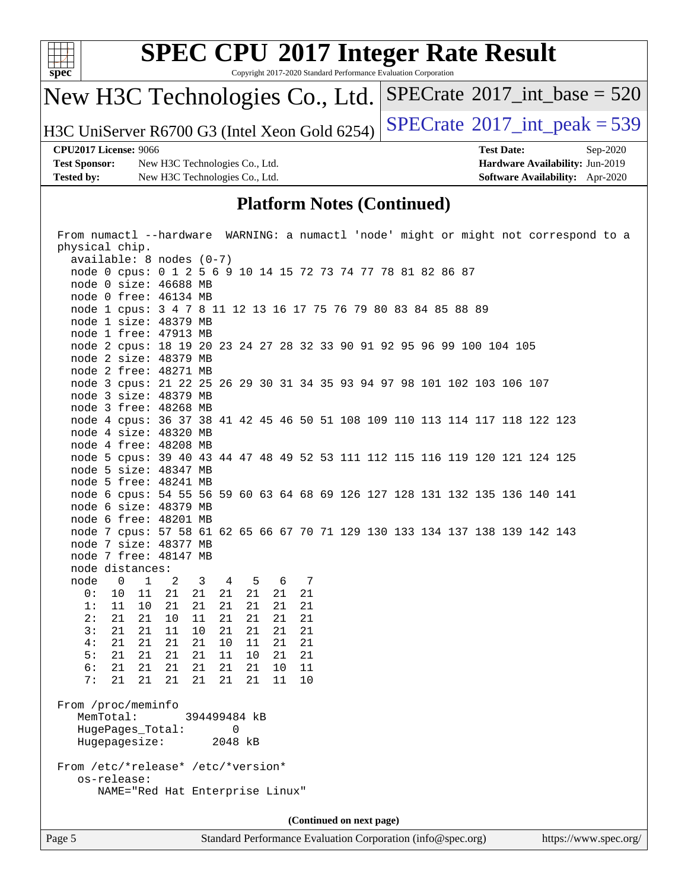## Platform Notes (Continued)

```
From numactl --hardware  WARNING: a numactl 'node' might or might not correspond to a
physical chip.
  available: 8 nodes (0-7)
  node 0 cpus: 0 1 2 5 6 9 10 14 15 72 73 74 77 78 81 82 86 87
  node 0 size: 46688 MB
  node 0 free: 46134 MB
  node 1 cpus: 3 4 7 8 11 12 13 16 17 75 76 79 80 83 84 85 88 89
  node 1 size: 48379 MB
  node 1 free: 47913 MB
  node 2 cpus: 18 19 20 23 24 27 28 32 33 90 91 92 95 96 99 100 104 105
  node 2 size: 48379 MB
  node 2 free: 48271 MB
  node 3 cpus: 21 22 25 26 29 30 31 34 35 93 94 97 98 101 102 103 106 107
  node 3 size: 48379 MB
  node 3 free: 48268 MB
  node 4 cpus: 36 37 38 41 42 45 46 50 51 108 109 110 113 114 117 118 122 123
  node 4 size: 48320 MB
  node 4 free: 48208 MB
  node 5 cpus: 39 40 43 44 47 48 49 52 53 111 112 115 116 119 120 121 124 125
  node 5 size: 48347 MB
  node 5 free: 48241 MB
  node 6 cpus: 54 55 56 59 60 63 64 68 69 126 127 128 131 132 135 136 140 141
  node 6 size: 48379 MB
  node 6 free: 48201 MB
  node 7 cpus: 57 58 61 62 65 66 67 70 71 129 130 133 134 137 138 139 142 143
  node 7 size: 48377 MB
  node 7 free: 48147 MB
  node distances:
  node   0   1   2   3   4   5   6   7
    0:  10  11  21  21  21  21  21  21
    1:  11  10  21  21  21  21  21  21
    2:  21  21  10  11  21  21  21  21
    3:  21  21  11  10  21  21  21  21
    4:  21  21  21  21  10  11  21  21
    5:  21  21  21  21  11  10  21  21
    6:  21  21  21  21  21  21  10  11
    7:  21  21  21  21  21  21  11  10

From /proc/meminfo
   MemTotal:       394499484 kB
   HugePages_Total:       0
   Hugepagesize:       2048 kB

From /etc/*release* /etc/*version*
   os-release:
      NAME="Red Hat Enterprise Linux"
```

**(Continued on next page)**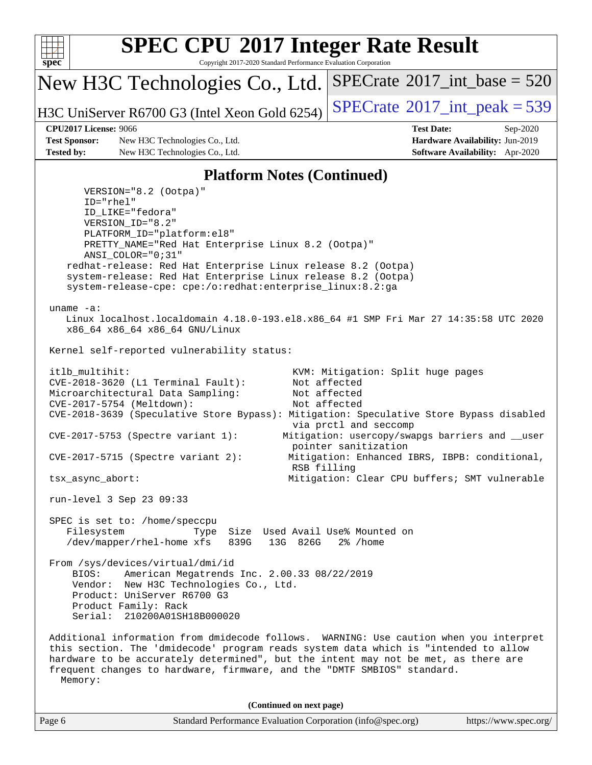# SPEC CPU 2017 Integer Rate Result

Copyright 2017-2020 Standard Performance Evaluation Corporation

**New H3C Technologies Co., Ltd.**

**H3C UniServer R6700 G3 (Intel Xeon Gold 6254)**

SPECrate 2017_int_base = 520

SPECrate 2017_int_peak = 539

| | | | |
|---|---|---|---|
| **CPU2017 License:** 9066 | | **Test Date:** | Sep-2020 |
| **Test Sponsor:** | New H3C Technologies Co., Ltd. | **Hardware Availability:** | Jun-2019 |
| **Tested by:** | New H3C Technologies Co., Ltd. | **Software Availability:** | Apr-2020 |

## Platform Notes (Continued)

```
        VERSION="8.2 (Ootpa)"
        ID="rhel"
        ID_LIKE="fedora"
        VERSION_ID="8.2"
        PLATFORM_ID="platform:el8"
        PRETTY_NAME="Red Hat Enterprise Linux 8.2 (Ootpa)"
        ANSI_COLOR="0;31"
     redhat-release: Red Hat Enterprise Linux release 8.2 (Ootpa)
     system-release: Red Hat Enterprise Linux release 8.2 (Ootpa)
     system-release-cpe: cpe:/o:redhat:enterprise_linux:8.2:ga

  uname -a:
     Linux localhost.localdomain 4.18.0-193.el8.x86_64 #1 SMP Fri Mar 27 14:35:58 UTC 2020
     x86_64 x86_64 x86_64 GNU/Linux

  Kernel self-reported vulnerability status:

  itlb_multihit:                                   KVM: Mitigation: Split huge pages
  CVE-2018-3620 (L1 Terminal Fault):               Not affected
  Microarchitectural Data Sampling:                Not affected
  CVE-2017-5754 (Meltdown):                        Not affected
  CVE-2018-3639 (Speculative Store Bypass): Mitigation: Speculative Store Bypass disabled
                                                   via prctl and seccomp
  CVE-2017-5753 (Spectre variant 1):             Mitigation: usercopy/swapgs barriers and __user
                                                   pointer sanitization
  CVE-2017-5715 (Spectre variant 2):              Mitigation: Enhanced IBRS, IBPB: conditional,
                                                   RSB filling
  tsx_async_abort:                                Mitigation: Clear CPU buffers; SMT vulnerable

  run-level 3 Sep 23 09:33

  SPEC is set to: /home/speccpu
     Filesystem            Type  Size  Used Avail Use% Mounted on
     /dev/mapper/rhel-home xfs   839G   13G  826G   2% /home

  From /sys/devices/virtual/dmi/id
      BIOS:    American Megatrends Inc. 2.00.33 08/22/2019
      Vendor:  New H3C Technologies Co., Ltd.
      Product: UniServer R6700 G3
      Product Family: Rack
      Serial:  210200A01SH18B000020

  Additional information from dmidecode follows.  WARNING: Use caution when you interpret
  this section. The 'dmidecode' program reads system data which is "intended to allow
  hardware to be accurately determined", but the intent may not be met, as there are
  frequent changes to hardware, firmware, and the "DMTF SMBIOS" standard.
    Memory:
```

(Continued on next page)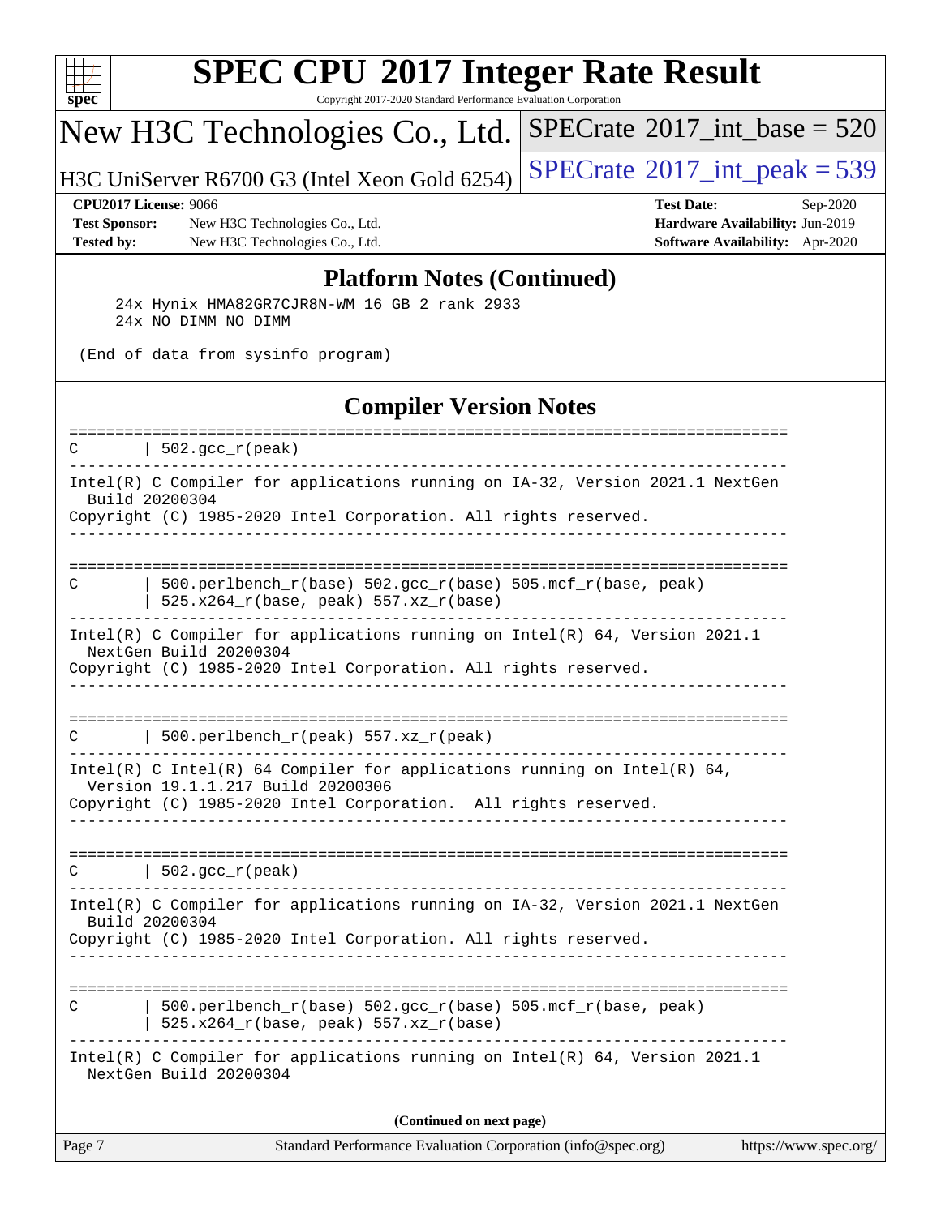## Platform Notes (Continued)

```
    24x Hynix HMA82GR7CJR8N-WM 16 GB 2 rank 2933
    24x NO DIMM NO DIMM

 (End of data from sysinfo program)
```

## Compiler Version Notes

```
==============================================================================
C       | 502.gcc_r(peak)
------------------------------------------------------------------------------
Intel(R) C Compiler for applications running on IA-32, Version 2021.1 NextGen
  Build 20200304
Copyright (C) 1985-2020 Intel Corporation. All rights reserved.
------------------------------------------------------------------------------

==============================================================================
C       | 500.perlbench_r(base) 502.gcc_r(base) 505.mcf_r(base, peak)
        | 525.x264_r(base, peak) 557.xz_r(base)
------------------------------------------------------------------------------
Intel(R) C Compiler for applications running on Intel(R) 64, Version 2021.1
  NextGen Build 20200304
Copyright (C) 1985-2020 Intel Corporation. All rights reserved.
------------------------------------------------------------------------------

==============================================================================
C       | 500.perlbench_r(peak) 557.xz_r(peak)
------------------------------------------------------------------------------
Intel(R) C Intel(R) 64 Compiler for applications running on Intel(R) 64,
  Version 19.1.1.217 Build 20200306
Copyright (C) 1985-2020 Intel Corporation.  All rights reserved.
------------------------------------------------------------------------------

==============================================================================
C       | 502.gcc_r(peak)
------------------------------------------------------------------------------
Intel(R) C Compiler for applications running on IA-32, Version 2021.1 NextGen
  Build 20200304
Copyright (C) 1985-2020 Intel Corporation. All rights reserved.
------------------------------------------------------------------------------

==============================================================================
C       | 500.perlbench_r(base) 502.gcc_r(base) 505.mcf_r(base, peak)
        | 525.x264_r(base, peak) 557.xz_r(base)
------------------------------------------------------------------------------
Intel(R) C Compiler for applications running on Intel(R) 64, Version 2021.1
  NextGen Build 20200304
```

**(Continued on next page)**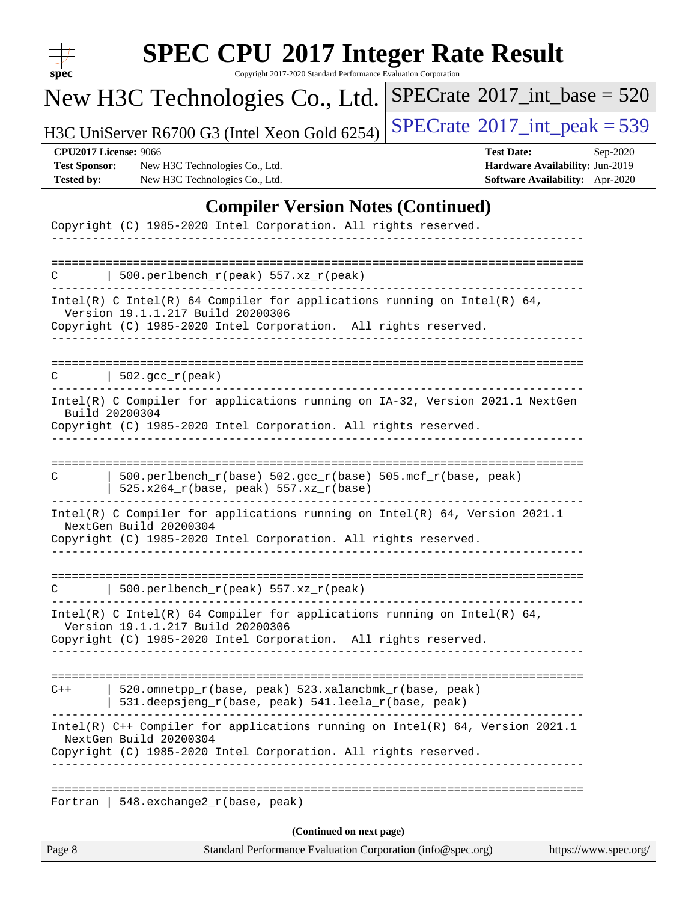## Compiler Version Notes (Continued)

```
Copyright (C) 1985-2020 Intel Corporation. All rights reserved.
------------------------------------------------------------------------------

==============================================================================
C       | 500.perlbench_r(peak) 557.xz_r(peak)
------------------------------------------------------------------------------
Intel(R) C Intel(R) 64 Compiler for applications running on Intel(R) 64,
  Version 19.1.1.217 Build 20200306
Copyright (C) 1985-2020 Intel Corporation.  All rights reserved.
------------------------------------------------------------------------------

==============================================================================
C       | 502.gcc_r(peak)
------------------------------------------------------------------------------
Intel(R) C Compiler for applications running on IA-32, Version 2021.1 NextGen
  Build 20200304
Copyright (C) 1985-2020 Intel Corporation. All rights reserved.
------------------------------------------------------------------------------

==============================================================================
C       | 500.perlbench_r(base) 502.gcc_r(base) 505.mcf_r(base, peak)
        | 525.x264_r(base, peak) 557.xz_r(base)
------------------------------------------------------------------------------
Intel(R) C Compiler for applications running on Intel(R) 64, Version 2021.1
  NextGen Build 20200304
Copyright (C) 1985-2020 Intel Corporation. All rights reserved.
------------------------------------------------------------------------------

==============================================================================
C       | 500.perlbench_r(peak) 557.xz_r(peak)
------------------------------------------------------------------------------
Intel(R) C Intel(R) 64 Compiler for applications running on Intel(R) 64,
  Version 19.1.1.217 Build 20200306
Copyright (C) 1985-2020 Intel Corporation.  All rights reserved.
------------------------------------------------------------------------------

==============================================================================
C++     | 520.omnetpp_r(base, peak) 523.xalancbmk_r(base, peak)
        | 531.deepsjeng_r(base, peak) 541.leela_r(base, peak)
------------------------------------------------------------------------------
Intel(R) C++ Compiler for applications running on Intel(R) 64, Version 2021.1
  NextGen Build 20200304
Copyright (C) 1985-2020 Intel Corporation. All rights reserved.
------------------------------------------------------------------------------

==============================================================================
Fortran | 548.exchange2_r(base, peak)
```

(Continued on next page)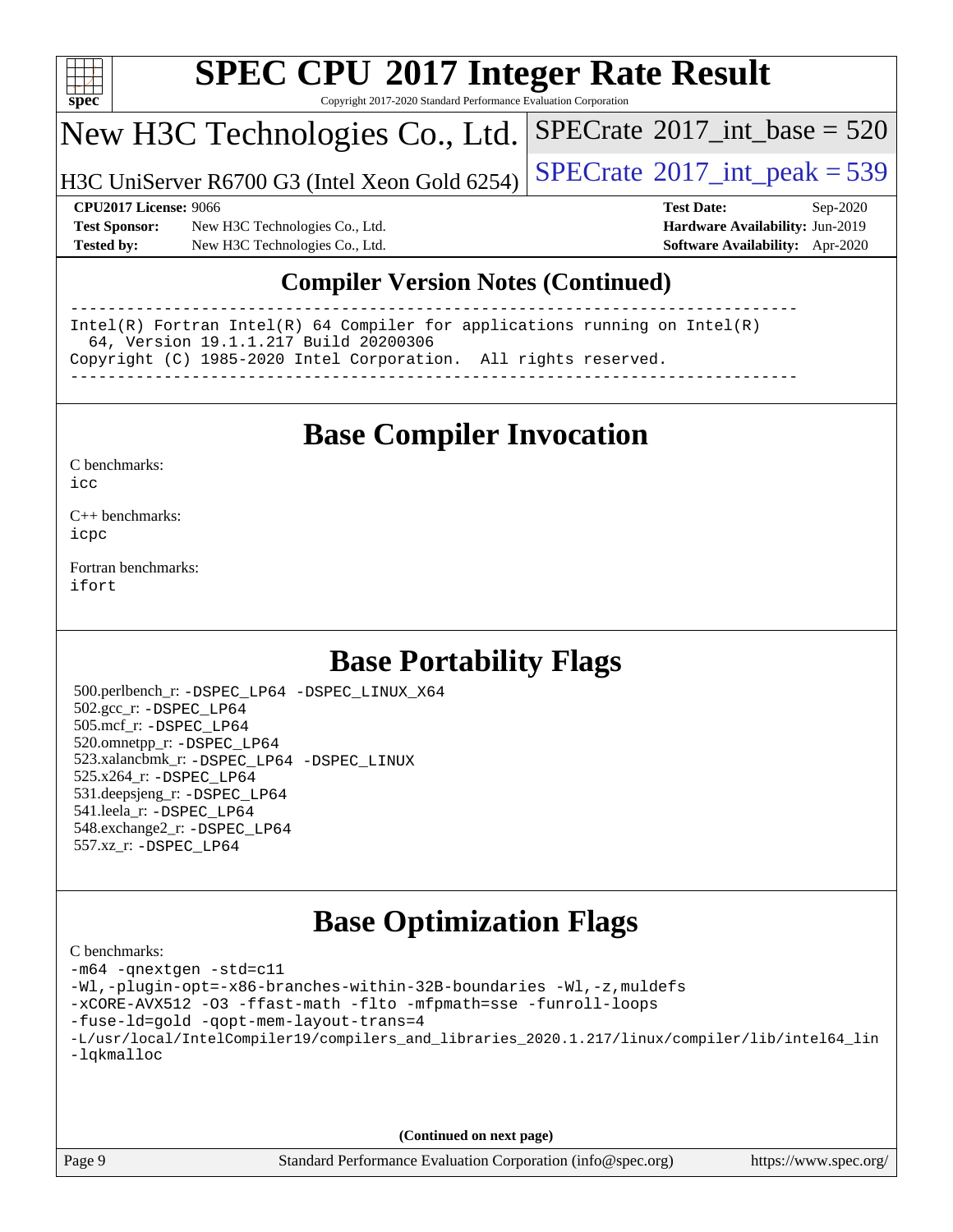# SPEC CPU 2017 Integer Rate Result

Copyright 2017-2020 Standard Performance Evaluation Corporation

New H3C Technologies Co., Ltd.

H3C UniServer R6700 G3 (Intel Xeon Gold 6254)

SPECrate 2017_int_base = 520

SPECrate 2017_int_peak = 539

**CPU2017 License:** 9066
**Test Sponsor:** New H3C Technologies Co., Ltd.
**Tested by:** New H3C Technologies Co., Ltd.

**Test Date:** Sep-2020
**Hardware Availability:** Jun-2019
**Software Availability:** Apr-2020

## Compiler Version Notes (Continued)

```
------------------------------------------------------------------------------
Intel(R) Fortran Intel(R) 64 Compiler for applications running on Intel(R)
  64, Version 19.1.1.217 Build 20200306
Copyright (C) 1985-2020 Intel Corporation.  All rights reserved.
------------------------------------------------------------------------------
```

## Base Compiler Invocation

C benchmarks:
`icc`

C++ benchmarks:
`icpc`

Fortran benchmarks:
`ifort`

## Base Portability Flags

500.perlbench_r: `-DSPEC_LP64 -DSPEC_LINUX_X64`
502.gcc_r: `-DSPEC_LP64`
505.mcf_r: `-DSPEC_LP64`
520.omnetpp_r: `-DSPEC_LP64`
523.xalancbmk_r: `-DSPEC_LP64 -DSPEC_LINUX`
525.x264_r: `-DSPEC_LP64`
531.deepsjeng_r: `-DSPEC_LP64`
541.leela_r: `-DSPEC_LP64`
548.exchange2_r: `-DSPEC_LP64`
557.xz_r: `-DSPEC_LP64`

## Base Optimization Flags

C benchmarks:

```
-m64 -qnextgen -std=c11
-Wl,-plugin-opt=-x86-branches-within-32B-boundaries -Wl,-z,muldefs
-xCORE-AVX512 -O3 -ffast-math -flto -mfpmath=sse -funroll-loops
-fuse-ld=gold -qopt-mem-layout-trans=4
-L/usr/local/IntelCompiler19/compilers_and_libraries_2020.1.217/linux/compiler/lib/intel64_lin
-lqkmalloc
```

**(Continued on next page)**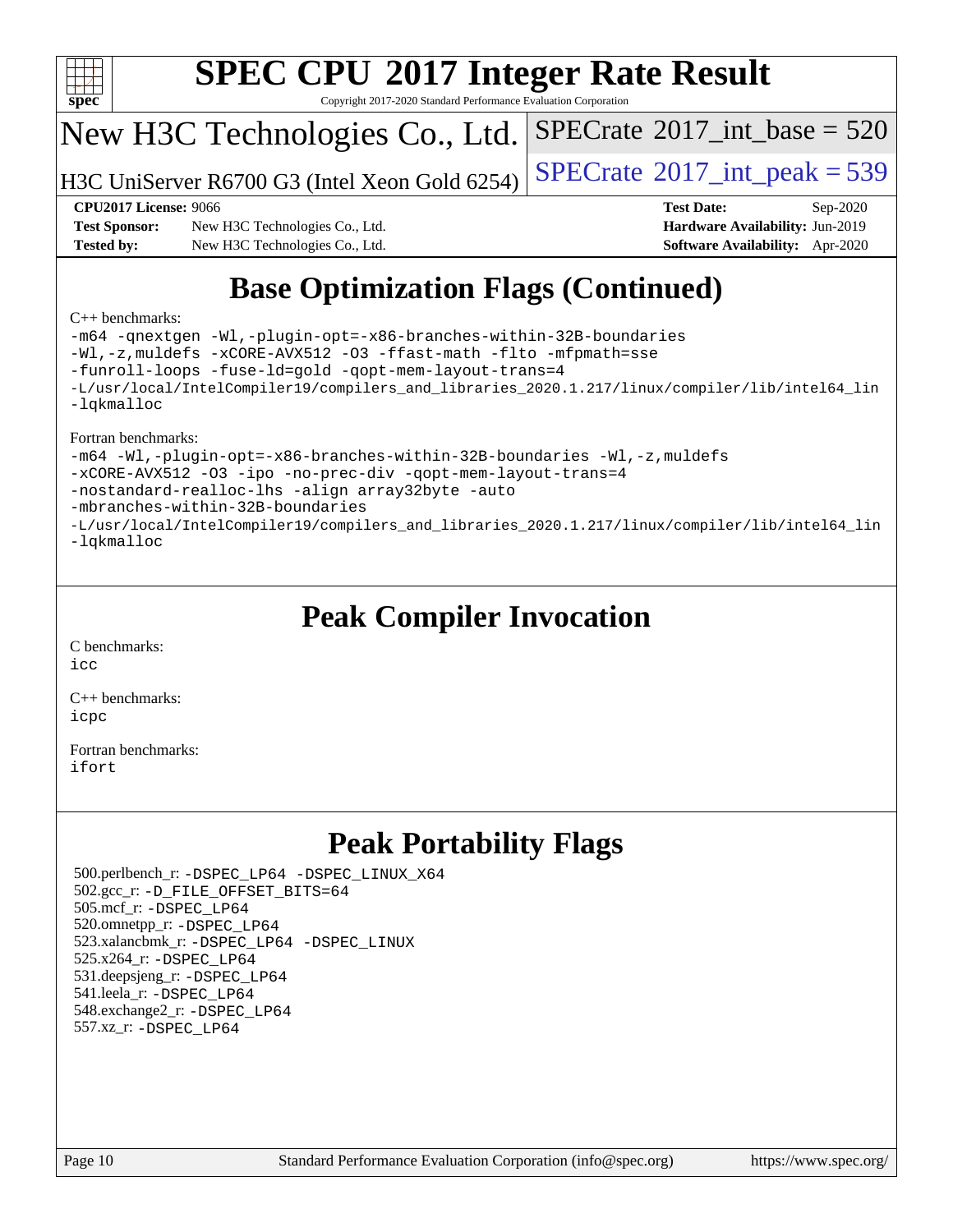# SPEC CPU 2017 Integer Rate Result

Copyright 2017-2020 Standard Performance Evaluation Corporation

## New H3C Technologies Co., Ltd.

H3C UniServer R6700 G3 (Intel Xeon Gold 6254)

SPECrate 2017_int_base = 520

SPECrate 2017_int_peak = 539

**CPU2017 License:** 9066
**Test Sponsor:** New H3C Technologies Co., Ltd.
**Tested by:** New H3C Technologies Co., Ltd.
**Test Date:** Sep-2020
**Hardware Availability:** Jun-2019
**Software Availability:** Apr-2020

## Base Optimization Flags (Continued)

C++ benchmarks:

```
-m64 -qnextgen -Wl,-plugin-opt=-x86-branches-within-32B-boundaries
-Wl,-z,muldefs -xCORE-AVX512 -O3 -ffast-math -flto -mfpmath=sse
-funroll-loops -fuse-ld=gold -qopt-mem-layout-trans=4
-L/usr/local/IntelCompiler19/compilers_and_libraries_2020.1.217/linux/compiler/lib/intel64_lin
-lqkmalloc
```

Fortran benchmarks:

```
-m64 -Wl,-plugin-opt=-x86-branches-within-32B-boundaries -Wl,-z,muldefs
-xCORE-AVX512 -O3 -ipo -no-prec-div -qopt-mem-layout-trans=4
-nostandard-realloc-lhs -align array32byte -auto
-mbranches-within-32B-boundaries
-L/usr/local/IntelCompiler19/compilers_and_libraries_2020.1.217/linux/compiler/lib/intel64_lin
-lqkmalloc
```

## Peak Compiler Invocation

C benchmarks:
icc

C++ benchmarks:
icpc

Fortran benchmarks:
ifort

## Peak Portability Flags

500.perlbench_r: -DSPEC_LP64 -DSPEC_LINUX_X64
502.gcc_r: -D_FILE_OFFSET_BITS=64
505.mcf_r: -DSPEC_LP64
520.omnetpp_r: -DSPEC_LP64
523.xalancbmk_r: -DSPEC_LP64 -DSPEC_LINUX
525.x264_r: -DSPEC_LP64
531.deepsjeng_r: -DSPEC_LP64
541.leela_r: -DSPEC_LP64
548.exchange2_r: -DSPEC_LP64
557.xz_r: -DSPEC_LP64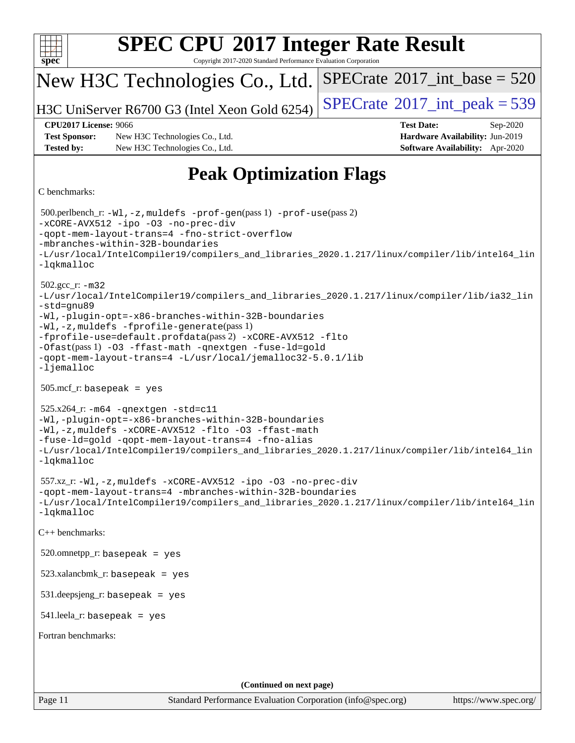# Peak Optimization Flags

C benchmarks:

500.perlbench_r: `-Wl,-z,muldefs -prof-gen`(pass 1) `-prof-use`(pass 2)
`-xCORE-AVX512 -ipo -O3 -no-prec-div`
`-qopt-mem-layout-trans=4 -fno-strict-overflow`
`-mbranches-within-32B-boundaries`
`-L/usr/local/IntelCompiler19/compilers_and_libraries_2020.1.217/linux/compiler/lib/intel64_lin`
`-lqkmalloc`

502.gcc_r: `-m32`
`-L/usr/local/IntelCompiler19/compilers_and_libraries_2020.1.217/linux/compiler/lib/ia32_lin`
`-std=gnu89`
`-Wl,-plugin-opt=-x86-branches-within-32B-boundaries`
`-Wl,-z,muldefs -fprofile-generate`(pass 1)
`-fprofile-use=default.profdata`(pass 2) `-xCORE-AVX512 -flto`
`-Ofast`(pass 1) `-O3 -ffast-math -qnextgen -fuse-ld=gold`
`-qopt-mem-layout-trans=4 -L/usr/local/jemalloc32-5.0.1/lib`
`-ljemalloc`

505.mcf_r: `basepeak = yes`

525.x264_r: `-m64 -qnextgen -std=c11`
`-Wl,-plugin-opt=-x86-branches-within-32B-boundaries`
`-Wl,-z,muldefs -xCORE-AVX512 -flto -O3 -ffast-math`
`-fuse-ld=gold -qopt-mem-layout-trans=4 -fno-alias`
`-L/usr/local/IntelCompiler19/compilers_and_libraries_2020.1.217/linux/compiler/lib/intel64_lin`
`-lqkmalloc`

557.xz_r: `-Wl,-z,muldefs -xCORE-AVX512 -ipo -O3 -no-prec-div`
`-qopt-mem-layout-trans=4 -mbranches-within-32B-boundaries`
`-L/usr/local/IntelCompiler19/compilers_and_libraries_2020.1.217/linux/compiler/lib/intel64_lin`
`-lqkmalloc`

C++ benchmarks:

520.omnetpp_r: `basepeak = yes`

523.xalancbmk_r: `basepeak = yes`

531.deepsjeng_r: `basepeak = yes`

541.leela_r: `basepeak = yes`

Fortran benchmarks:

**(Continued on next page)**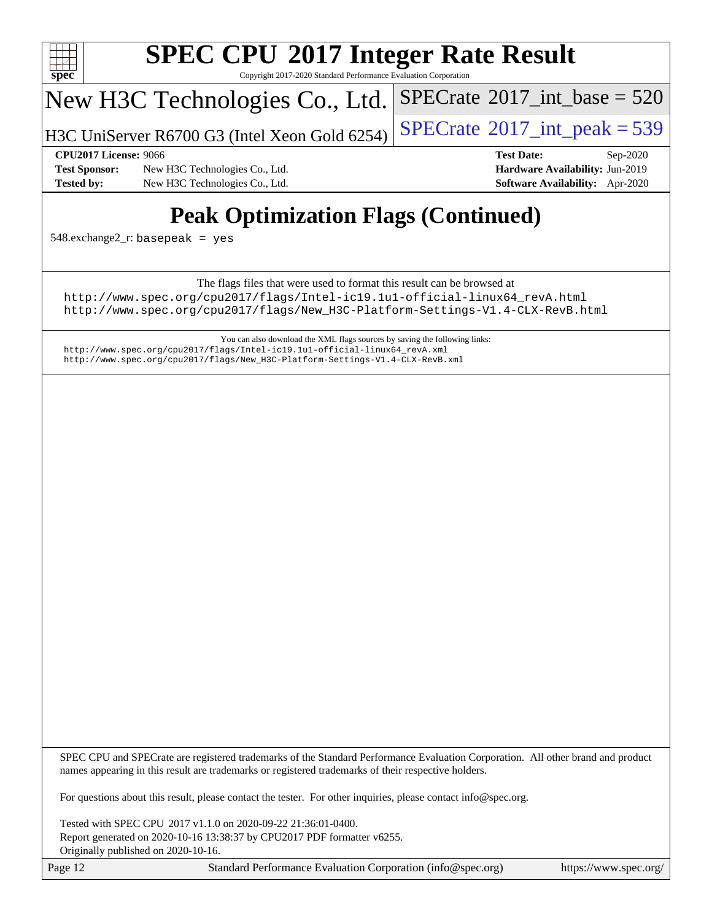# Peak Optimization Flags (Continued)

548.exchange2_r: basepeak = yes

The flags files that were used to format this result can be browsed at
http://www.spec.org/cpu2017/flags/Intel-ic19.1u1-official-linux64_revA.html
http://www.spec.org/cpu2017/flags/New_H3C-Platform-Settings-V1.4-CLX-RevB.html

You can also download the XML flags sources by saving the following links:
http://www.spec.org/cpu2017/flags/Intel-ic19.1u1-official-linux64_revA.xml
http://www.spec.org/cpu2017/flags/New_H3C-Platform-Settings-V1.4-CLX-RevB.xml

SPEC CPU and SPECrate are registered trademarks of the Standard Performance Evaluation Corporation. All other brand and product names appearing in this result are trademarks or registered trademarks of their respective holders.

For questions about this result, please contact the tester. For other inquiries, please contact info@spec.org.

Tested with SPEC CPU 2017 v1.1.0 on 2020-09-22 21:36:01-0400.
Report generated on 2020-10-16 13:38:37 by CPU2017 PDF formatter v6255.
Originally published on 2020-10-16.